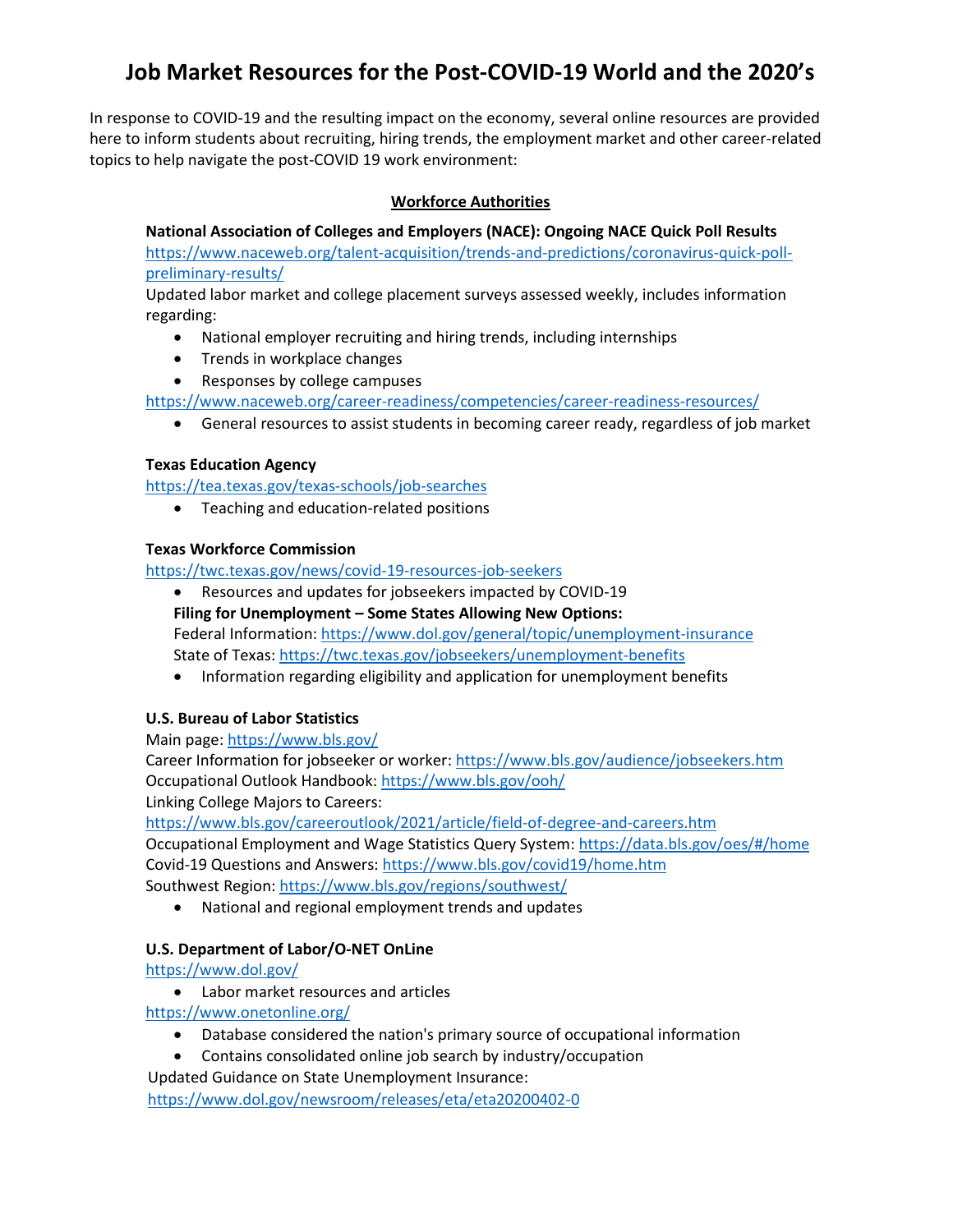# Job Market Resources for the Post-COVID-19 World and the 2020's

In response to COVID-19 and the resulting impact on the economy, several online resources are provided here to inform students about recruiting, hiring trends, the employment market and other career-related topics to help navigate the post-COVID 19 work environment:

## Workforce Authorities

**National Association of Colleges and Employers (NACE): Ongoing NACE Quick Poll Results**

https://www.naceweb.org/talent-acquisition/trends-and-predictions/coronavirus-quick-poll-preliminary-results/

Updated labor market and college placement surveys assessed weekly, includes information regarding:

- National employer recruiting and hiring trends, including internships
- Trends in workplace changes
- Responses by college campuses

https://www.naceweb.org/career-readiness/competencies/career-readiness-resources/

- General resources to assist students in becoming career ready, regardless of job market

**Texas Education Agency**

https://tea.texas.gov/texas-schools/job-searches

- Teaching and education-related positions

**Texas Workforce Commission**

https://twc.texas.gov/news/covid-19-resources-job-seekers

- Resources and updates for jobseekers impacted by COVID-19

**Filing for Unemployment – Some States Allowing New Options:**

Federal Information: https://www.dol.gov/general/topic/unemployment-insurance

State of Texas: https://twc.texas.gov/jobseekers/unemployment-benefits

- Information regarding eligibility and application for unemployment benefits

**U.S. Bureau of Labor Statistics**

Main page: https://www.bls.gov/

Career Information for jobseeker or worker: https://www.bls.gov/audience/jobseekers.htm

Occupational Outlook Handbook: https://www.bls.gov/ooh/

Linking College Majors to Careers:

https://www.bls.gov/careeroutlook/2021/article/field-of-degree-and-careers.htm

Occupational Employment and Wage Statistics Query System: https://data.bls.gov/oes/#/home

Covid-19 Questions and Answers: https://www.bls.gov/covid19/home.htm

Southwest Region: https://www.bls.gov/regions/southwest/

- National and regional employment trends and updates

**U.S. Department of Labor/O-NET OnLine**

https://www.dol.gov/

- Labor market resources and articles

https://www.onetonline.org/

- Database considered the nation's primary source of occupational information
- Contains consolidated online job search by industry/occupation

Updated Guidance on State Unemployment Insurance:

https://www.dol.gov/newsroom/releases/eta/eta20200402-0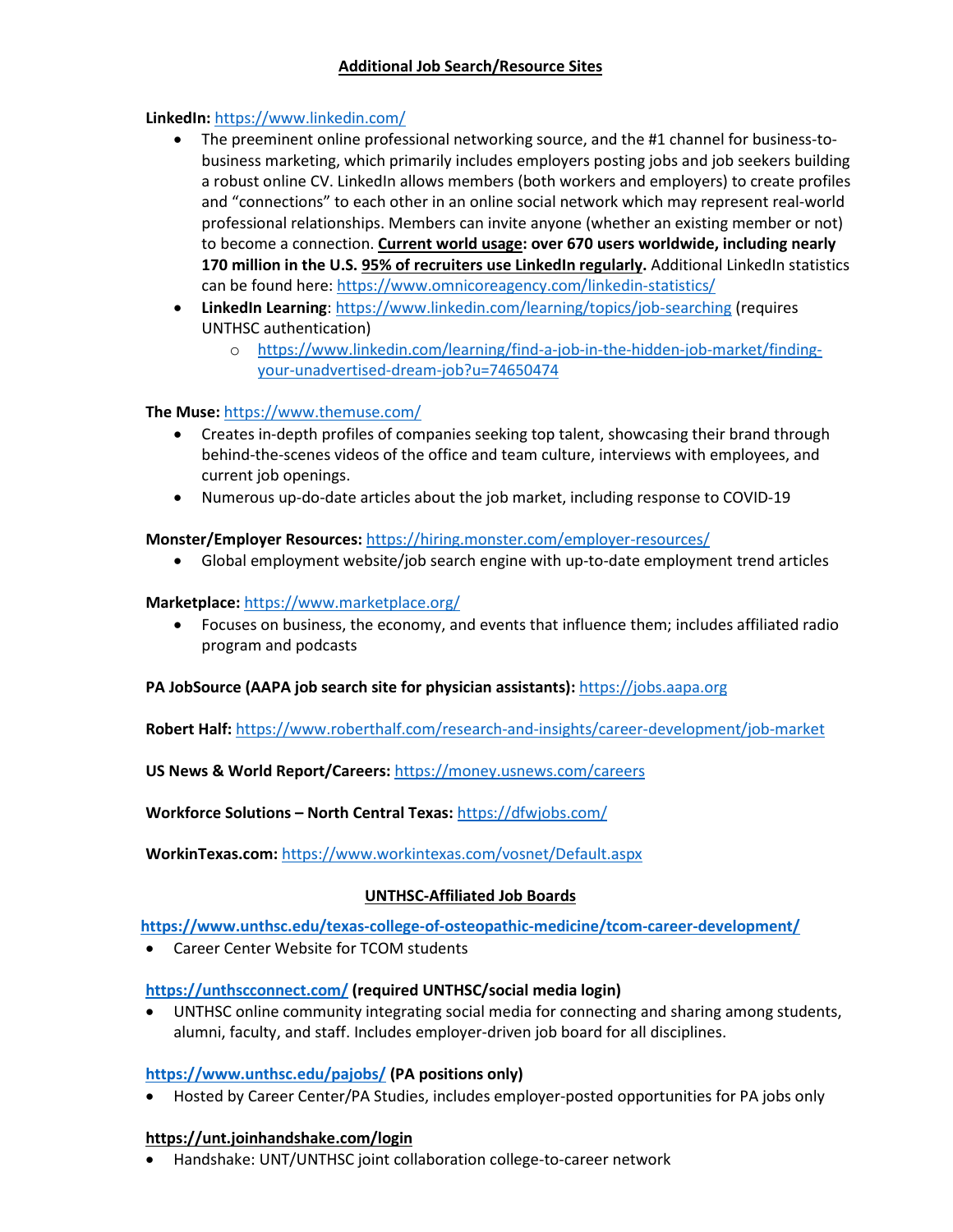## Additional Job Search/Resource Sites

**LinkedIn:** https://www.linkedin.com/

- The preeminent online professional networking source, and the #1 channel for business-to-business marketing, which primarily includes employers posting jobs and job seekers building a robust online CV. LinkedIn allows members (both workers and employers) to create profiles and "connections" to each other in an online social network which may represent real-world professional relationships. Members can invite anyone (whether an existing member or not) to become a connection. **Current world usage: over 670 users worldwide, including nearly 170 million in the U.S. 95% of recruiters use LinkedIn regularly.** Additional LinkedIn statistics can be found here: https://www.omnicoreagency.com/linkedin-statistics/
- **LinkedIn Learning**: https://www.linkedin.com/learning/topics/job-searching (requires UNTHSC authentication)
  - https://www.linkedin.com/learning/find-a-job-in-the-hidden-job-market/finding-your-unadvertised-dream-job?u=74650474

**The Muse:** https://www.themuse.com/

- Creates in-depth profiles of companies seeking top talent, showcasing their brand through behind-the-scenes videos of the office and team culture, interviews with employees, and current job openings.
- Numerous up-do-date articles about the job market, including response to COVID-19

**Monster/Employer Resources:** https://hiring.monster.com/employer-resources/

- Global employment website/job search engine with up-to-date employment trend articles

**Marketplace:** https://www.marketplace.org/

- Focuses on business, the economy, and events that influence them; includes affiliated radio program and podcasts

**PA JobSource (AAPA job search site for physician assistants):** https://jobs.aapa.org

**Robert Half:** https://www.roberthalf.com/research-and-insights/career-development/job-market

**US News & World Report/Careers:** https://money.usnews.com/careers

**Workforce Solutions – North Central Texas:** https://dfwjobs.com/

**WorkinTexas.com:** https://www.workintexas.com/vosnet/Default.aspx

## UNTHSC-Affiliated Job Boards

**https://www.unthsc.edu/texas-college-of-osteopathic-medicine/tcom-career-development/**

- Career Center Website for TCOM students

**https://unthscconnect.com/ (required UNTHSC/social media login)**

- UNTHSC online community integrating social media for connecting and sharing among students, alumni, faculty, and staff. Includes employer-driven job board for all disciplines.

**https://www.unthsc.edu/pajobs/ (PA positions only)**

- Hosted by Career Center/PA Studies, includes employer-posted opportunities for PA jobs only

**https://unt.joinhandshake.com/login**

- Handshake: UNT/UNTHSC joint collaboration college-to-career network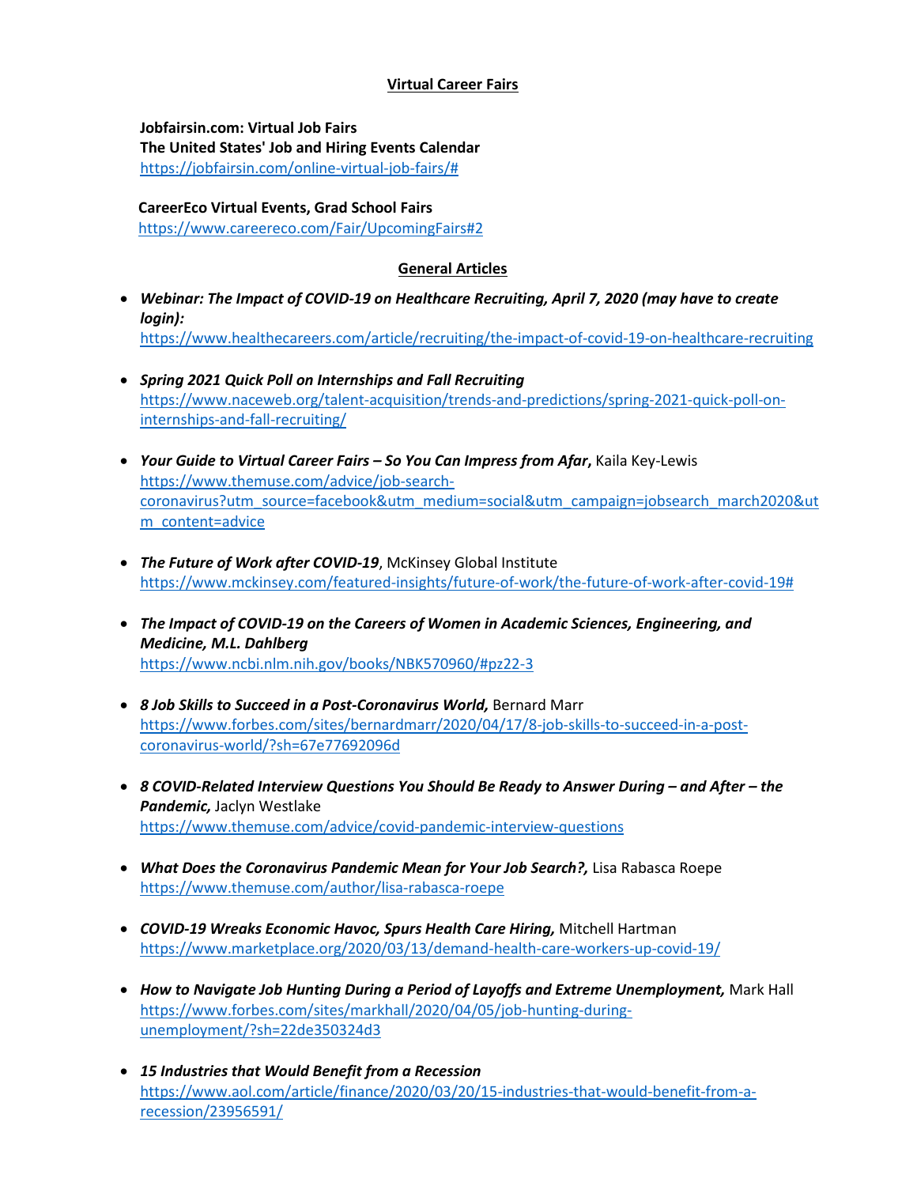## Virtual Career Fairs

**Jobfairsin.com: Virtual Job Fairs**
**The United States' Job and Hiring Events Calendar**
https://jobfairsin.com/online-virtual-job-fairs/#

**CareerEco Virtual Events, Grad School Fairs**
https://www.careereco.com/Fair/UpcomingFairs#2

## General Articles

- ***Webinar: The Impact of COVID-19 on Healthcare Recruiting, April 7, 2020 (may have to create login):***
  https://www.healthecareers.com/article/recruiting/the-impact-of-covid-19-on-healthcare-recruiting

- ***Spring 2021 Quick Poll on Internships and Fall Recruiting***
  https://www.naceweb.org/talent-acquisition/trends-and-predictions/spring-2021-quick-poll-on-internships-and-fall-recruiting/

- ***Your Guide to Virtual Career Fairs – So You Can Impress from Afar,*** Kaila Key-Lewis
  https://www.themuse.com/advice/job-search-coronavirus?utm_source=facebook&utm_medium=social&utm_campaign=jobsearch_march2020&utm_content=advice

- ***The Future of Work after COVID-19***, McKinsey Global Institute
  https://www.mckinsey.com/featured-insights/future-of-work/the-future-of-work-after-covid-19#

- ***The Impact of COVID-19 on the Careers of Women in Academic Sciences, Engineering, and Medicine, M.L. Dahlberg***
  https://www.ncbi.nlm.nih.gov/books/NBK570960/#pz22-3

- ***8 Job Skills to Succeed in a Post-Coronavirus World,*** Bernard Marr
  https://www.forbes.com/sites/bernardmarr/2020/04/17/8-job-skills-to-succeed-in-a-post-coronavirus-world/?sh=67e77692096d

- ***8 COVID-Related Interview Questions You Should Be Ready to Answer During – and After – the Pandemic,*** Jaclyn Westlake
  https://www.themuse.com/advice/covid-pandemic-interview-questions

- ***What Does the Coronavirus Pandemic Mean for Your Job Search?,*** Lisa Rabasca Roepe
  https://www.themuse.com/author/lisa-rabasca-roepe

- ***COVID-19 Wreaks Economic Havoc, Spurs Health Care Hiring,*** Mitchell Hartman
  https://www.marketplace.org/2020/03/13/demand-health-care-workers-up-covid-19/

- ***How to Navigate Job Hunting During a Period of Layoffs and Extreme Unemployment,*** Mark Hall
  https://www.forbes.com/sites/markhall/2020/04/05/job-hunting-during-unemployment/?sh=22de350324d3

- ***15 Industries that Would Benefit from a Recession***
  https://www.aol.com/article/finance/2020/03/20/15-industries-that-would-benefit-from-a-recession/23956591/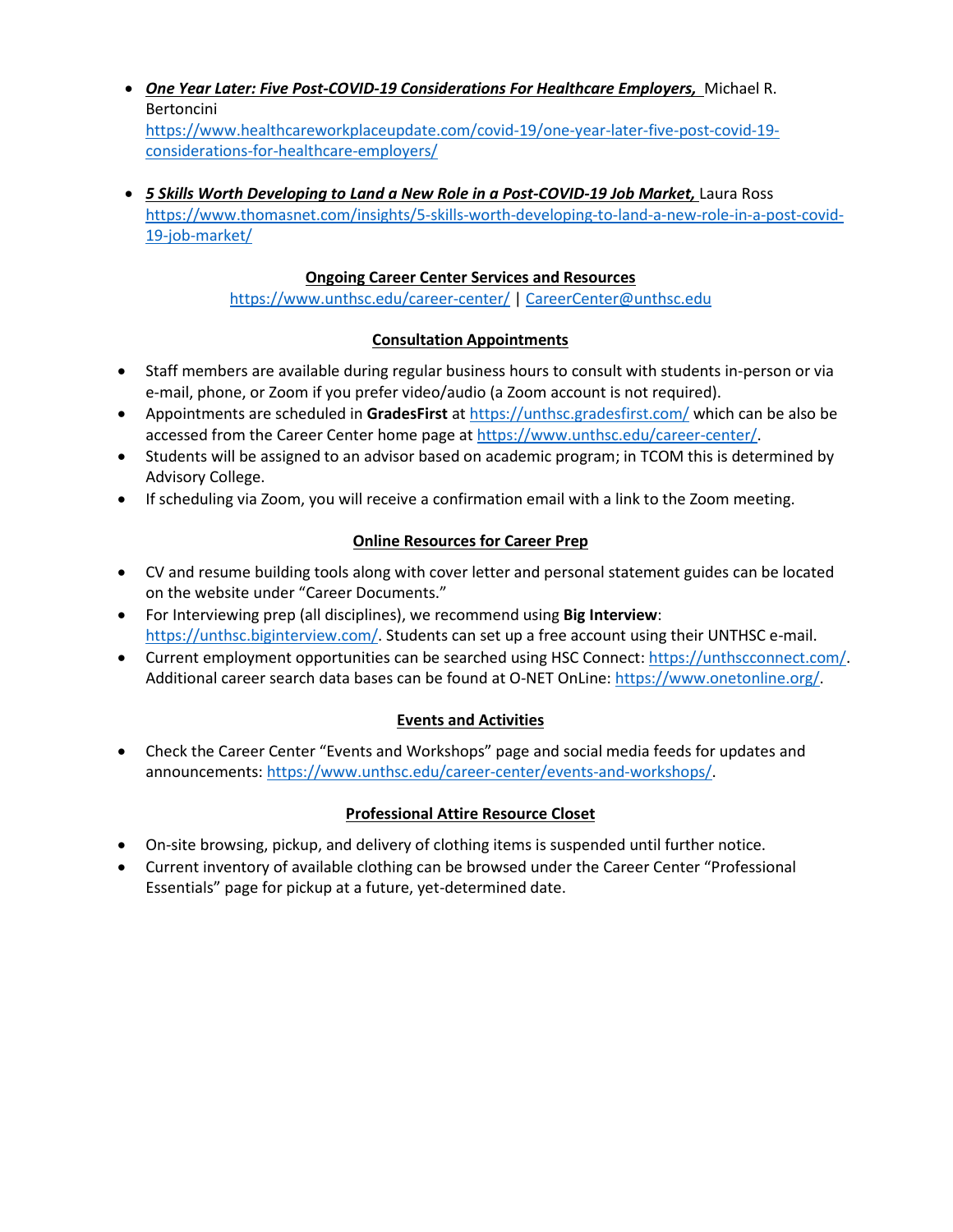- ***One Year Later: Five Post-COVID-19 Considerations For Healthcare Employers,*** Michael R. Bertoncini
  https://www.healthcareworkplaceupdate.com/covid-19/one-year-later-five-post-covid-19-considerations-for-healthcare-employers/

- ***5 Skills Worth Developing to Land a New Role in a Post-COVID-19 Job Market,*** Laura Ross
  https://www.thomasnet.com/insights/5-skills-worth-developing-to-land-a-new-role-in-a-post-covid-19-job-market/

## Ongoing Career Center Services and Resources

https://www.unthsc.edu/career-center/ | CareerCenter@unthsc.edu

### Consultation Appointments

- Staff members are available during regular business hours to consult with students in-person or via e-mail, phone, or Zoom if you prefer video/audio (a Zoom account is not required).
- Appointments are scheduled in **GradesFirst** at https://unthsc.gradesfirst.com/ which can be also be accessed from the Career Center home page at https://www.unthsc.edu/career-center/.
- Students will be assigned to an advisor based on academic program; in TCOM this is determined by Advisory College.
- If scheduling via Zoom, you will receive a confirmation email with a link to the Zoom meeting.

### Online Resources for Career Prep

- CV and resume building tools along with cover letter and personal statement guides can be located on the website under "Career Documents."
- For Interviewing prep (all disciplines), we recommend using **Big Interview**: https://unthsc.biginterview.com/. Students can set up a free account using their UNTHSC e-mail.
- Current employment opportunities can be searched using HSC Connect: https://unthscconnect.com/. Additional career search data bases can be found at O-NET OnLine: https://www.onetonline.org/.

### Events and Activities

- Check the Career Center "Events and Workshops" page and social media feeds for updates and announcements: https://www.unthsc.edu/career-center/events-and-workshops/.

### Professional Attire Resource Closet

- On-site browsing, pickup, and delivery of clothing items is suspended until further notice.
- Current inventory of available clothing can be browsed under the Career Center "Professional Essentials" page for pickup at a future, yet-determined date.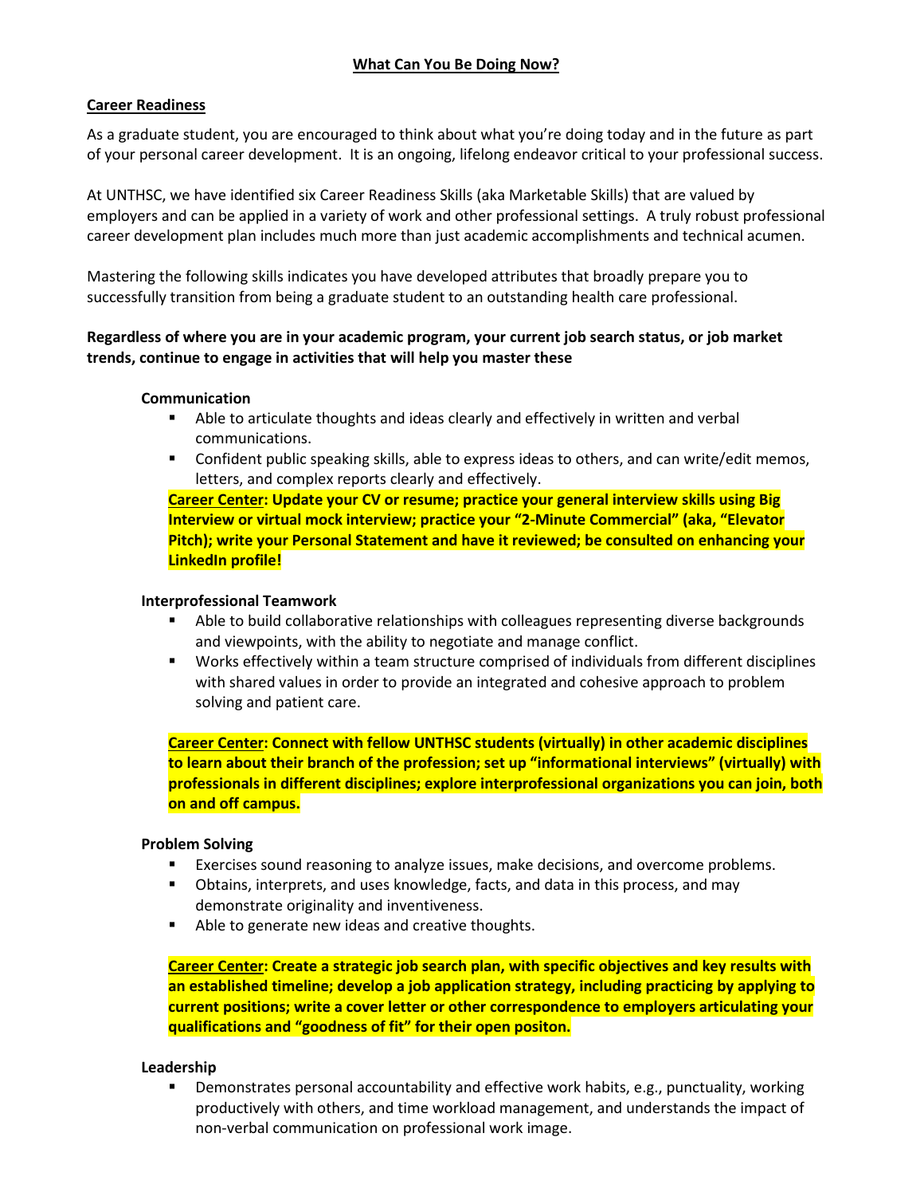# What Can You Be Doing Now?

## Career Readiness

As a graduate student, you are encouraged to think about what you're doing today and in the future as part of your personal career development. It is an ongoing, lifelong endeavor critical to your professional success.

At UNTHSC, we have identified six Career Readiness Skills (aka Marketable Skills) that are valued by employers and can be applied in a variety of work and other professional settings. A truly robust professional career development plan includes much more than just academic accomplishments and technical acumen.

Mastering the following skills indicates you have developed attributes that broadly prepare you to successfully transition from being a graduate student to an outstanding health care professional.

**Regardless of where you are in your academic program, your current job search status, or job market trends, continue to engage in activities that will help you master these**

### Communication

- Able to articulate thoughts and ideas clearly and effectively in written and verbal communications.
- Confident public speaking skills, able to express ideas to others, and can write/edit memos, letters, and complex reports clearly and effectively.

**Career Center: Update your CV or resume; practice your general interview skills using Big Interview or virtual mock interview; practice your "2-Minute Commercial" (aka, "Elevator Pitch); write your Personal Statement and have it reviewed; be consulted on enhancing your LinkedIn profile!**

### Interprofessional Teamwork

- Able to build collaborative relationships with colleagues representing diverse backgrounds and viewpoints, with the ability to negotiate and manage conflict.
- Works effectively within a team structure comprised of individuals from different disciplines with shared values in order to provide an integrated and cohesive approach to problem solving and patient care.

**Career Center: Connect with fellow UNTHSC students (virtually) in other academic disciplines to learn about their branch of the profession; set up "informational interviews" (virtually) with professionals in different disciplines; explore interprofessional organizations you can join, both on and off campus.**

### Problem Solving

- Exercises sound reasoning to analyze issues, make decisions, and overcome problems.
- Obtains, interprets, and uses knowledge, facts, and data in this process, and may demonstrate originality and inventiveness.
- Able to generate new ideas and creative thoughts.

**Career Center: Create a strategic job search plan, with specific objectives and key results with an established timeline; develop a job application strategy, including practicing by applying to current positions; write a cover letter or other correspondence to employers articulating your qualifications and "goodness of fit" for their open positon.**

### Leadership

- Demonstrates personal accountability and effective work habits, e.g., punctuality, working productively with others, and time workload management, and understands the impact of non-verbal communication on professional work image.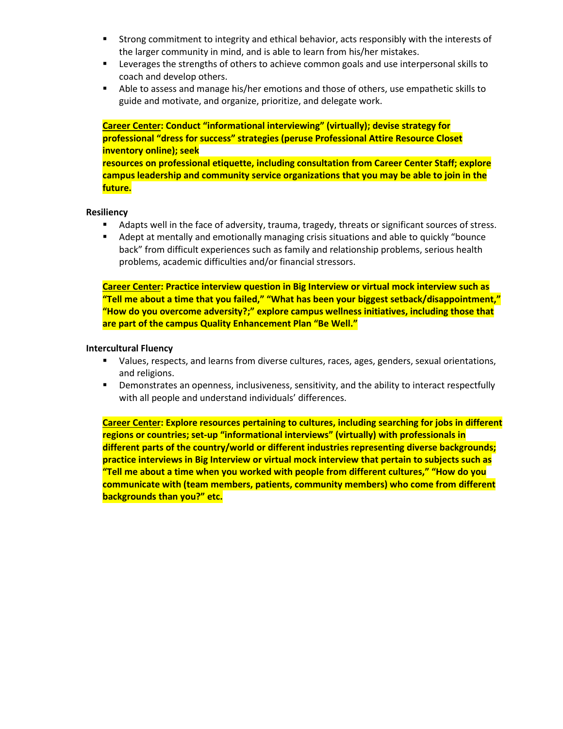- Strong commitment to integrity and ethical behavior, acts responsibly with the interests of the larger community in mind, and is able to learn from his/her mistakes.
- Leverages the strengths of others to achieve common goals and use interpersonal skills to coach and develop others.
- Able to assess and manage his/her emotions and those of others, use empathetic skills to guide and motivate, and organize, prioritize, and delegate work.

**Career Center: Conduct "informational interviewing" (virtually); devise strategy for professional "dress for success" strategies (peruse Professional Attire Resource Closet inventory online); seek resources on professional etiquette, including consultation from Career Center Staff; explore campus leadership and community service organizations that you may be able to join in the future.**

**Resiliency**

- Adapts well in the face of adversity, trauma, tragedy, threats or significant sources of stress.
- Adept at mentally and emotionally managing crisis situations and able to quickly "bounce back" from difficult experiences such as family and relationship problems, serious health problems, academic difficulties and/or financial stressors.

**Career Center: Practice interview question in Big Interview or virtual mock interview such as "Tell me about a time that you failed," "What has been your biggest setback/disappointment," "How do you overcome adversity?;" explore campus wellness initiatives, including those that are part of the campus Quality Enhancement Plan "Be Well."**

**Intercultural Fluency**

- Values, respects, and learns from diverse cultures, races, ages, genders, sexual orientations, and religions.
- Demonstrates an openness, inclusiveness, sensitivity, and the ability to interact respectfully with all people and understand individuals' differences.

**Career Center: Explore resources pertaining to cultures, including searching for jobs in different regions or countries; set-up "informational interviews" (virtually) with professionals in different parts of the country/world or different industries representing diverse backgrounds; practice interviews in Big Interview or virtual mock interview that pertain to subjects such as "Tell me about a time when you worked with people from different cultures," "How do you communicate with (team members, patients, community members) who come from different backgrounds than you?" etc.**